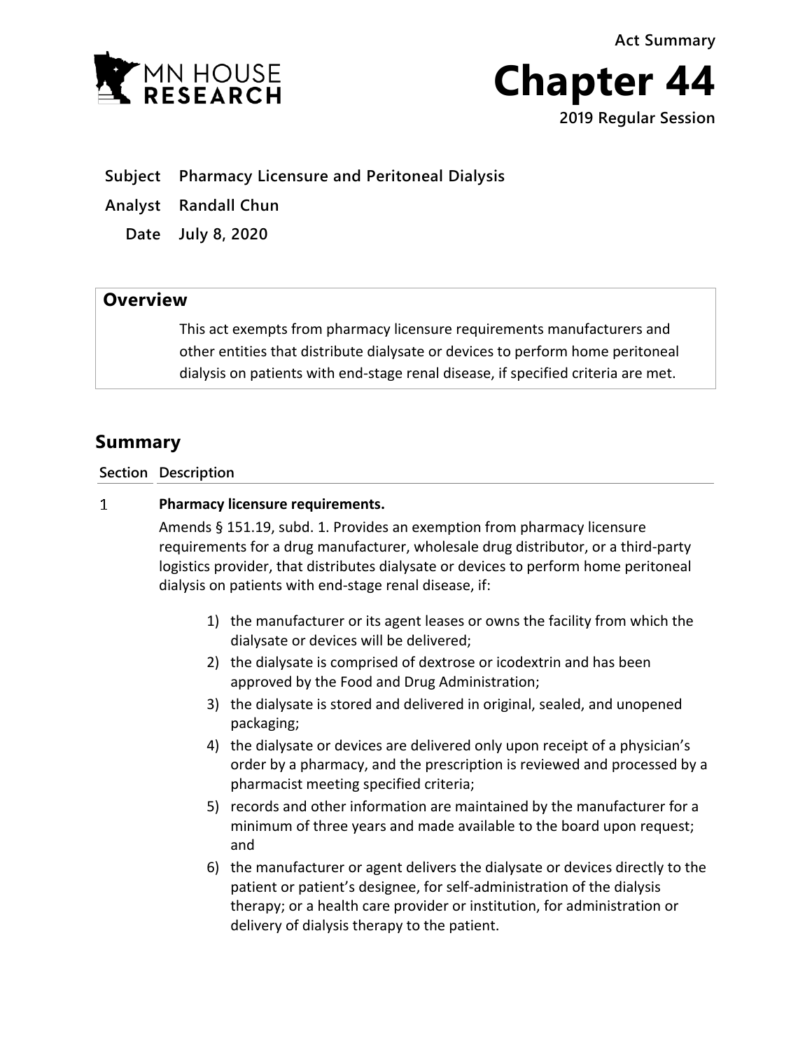Act Summary

# Chapter 44

**2019 Regular Session**

**Subject** Pharmacy Licensure and Peritoneal Dialysis

**Analyst** Randall Chun

**Date** July 8, 2020

## Overview

This act exempts from pharmacy licensure requirements manufacturers and other entities that distribute dialysate or devices to perform home peritoneal dialysis on patients with end-stage renal disease, if specified criteria are met.

## Summary

| Section | Description |
|---|---|

1 **Pharmacy licensure requirements.**

Amends § 151.19, subd. 1. Provides an exemption from pharmacy licensure requirements for a drug manufacturer, wholesale drug distributor, or a third-party logistics provider, that distributes dialysate or devices to perform home peritoneal dialysis on patients with end-stage renal disease, if:

1) the manufacturer or its agent leases or owns the facility from which the dialysate or devices will be delivered;
2) the dialysate is comprised of dextrose or icodextrin and has been approved by the Food and Drug Administration;
3) the dialysate is stored and delivered in original, sealed, and unopened packaging;
4) the dialysate or devices are delivered only upon receipt of a physician's order by a pharmacy, and the prescription is reviewed and processed by a pharmacist meeting specified criteria;
5) records and other information are maintained by the manufacturer for a minimum of three years and made available to the board upon request; and
6) the manufacturer or agent delivers the dialysate or devices directly to the patient or patient's designee, for self-administration of the dialysis therapy; or a health care provider or institution, for administration or delivery of dialysis therapy to the patient.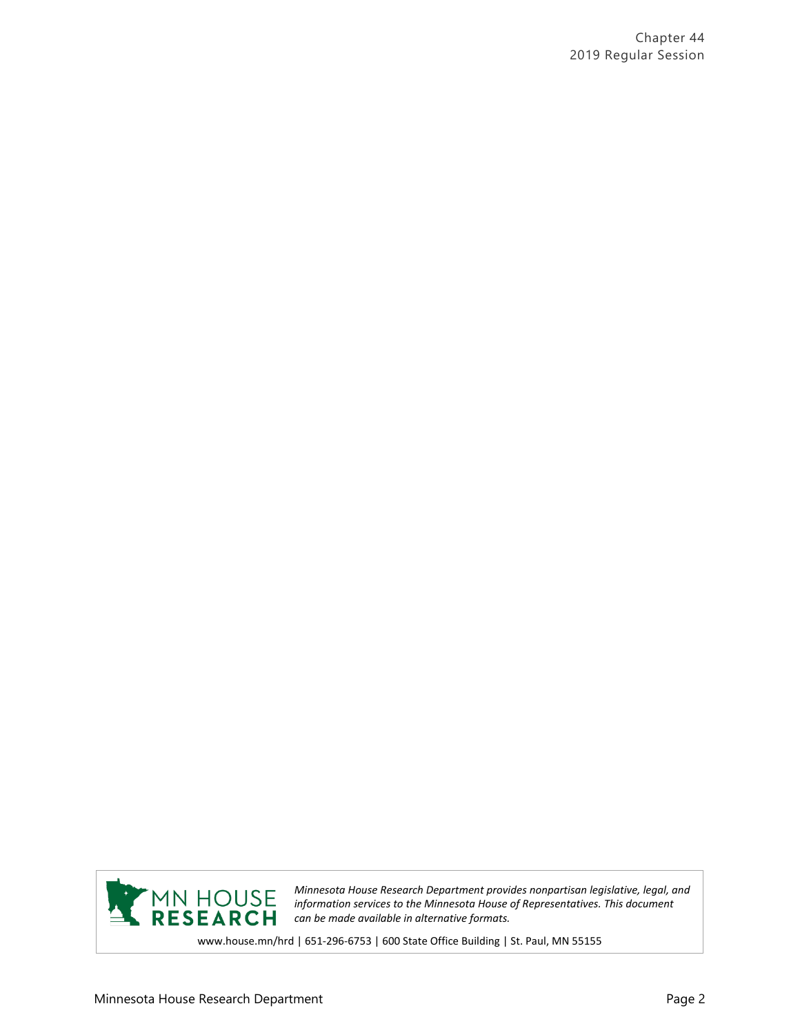MN HOUSE RESEARCH

*Minnesota House Research Department provides nonpartisan legislative, legal, and information services to the Minnesota House of Representatives. This document can be made available in alternative formats.*

www.house.mn/hrd | 651-296-6753 | 600 State Office Building | St. Paul, MN 55155